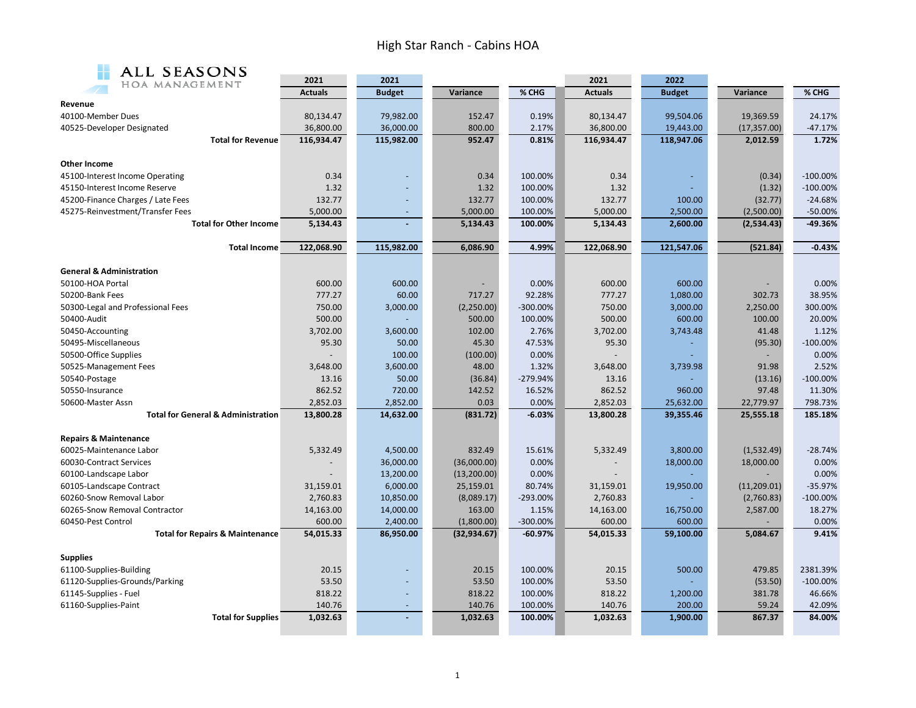# High Star Ranch - Cabins HOA

ALL SEASONS HOA MANAGEMENT

| | 2021 Actuals | 2021 Budget | Variance | % CHG | 2021 Actuals | 2022 Budget | Variance | % CHG |
|---|---|---|---|---|---|---|---|---|
| **Revenue** | | | | | | | | |
| 40100-Member Dues | 80,134.47 | 79,982.00 | 152.47 | 0.19% | 80,134.47 | 99,504.06 | 19,369.59 | 24.17% |
| 40525-Developer Designated | 36,800.00 | 36,000.00 | 800.00 | 2.17% | 36,800.00 | 19,443.00 | (17,357.00) | -47.17% |
| **Total for Revenue** | **116,934.47** | **115,982.00** | **952.47** | **0.81%** | **116,934.47** | **118,947.06** | **2,012.59** | **1.72%** |
| **Other Income** | | | | | | | | |
| 45100-Interest Income Operating | 0.34 | - | 0.34 | 100.00% | 0.34 | - | (0.34) | -100.00% |
| 45150-Interest Income Reserve | 1.32 | - | 1.32 | 100.00% | 1.32 | - | (1.32) | -100.00% |
| 45200-Finance Charges / Late Fees | 132.77 | - | 132.77 | 100.00% | 132.77 | 100.00 | (32.77) | -24.68% |
| 45275-Reinvestment/Transfer Fees | 5,000.00 | - | 5,000.00 | 100.00% | 5,000.00 | 2,500.00 | (2,500.00) | -50.00% |
| **Total for Other Income** | **5,134.43** | **-** | **5,134.43** | **100.00%** | **5,134.43** | **2,600.00** | **(2,534.43)** | **-49.36%** |
| **Total Income** | **122,068.90** | **115,982.00** | **6,086.90** | **4.99%** | **122,068.90** | **121,547.06** | **(521.84)** | **-0.43%** |
| **General & Administration** | | | | | | | | |
| 50100-HOA Portal | 600.00 | 600.00 | - | 0.00% | 600.00 | 600.00 | - | 0.00% |
| 50200-Bank Fees | 777.27 | 60.00 | 717.27 | 92.28% | 777.27 | 1,080.00 | 302.73 | 38.95% |
| 50300-Legal and Professional Fees | 750.00 | 3,000.00 | (2,250.00) | -300.00% | 750.00 | 3,000.00 | 2,250.00 | 300.00% |
| 50400-Audit | 500.00 | - | 500.00 | 100.00% | 500.00 | 600.00 | 100.00 | 20.00% |
| 50450-Accounting | 3,702.00 | 3,600.00 | 102.00 | 2.76% | 3,702.00 | 3,743.48 | 41.48 | 1.12% |
| 50495-Miscellaneous | 95.30 | 50.00 | 45.30 | 47.53% | 95.30 | - | (95.30) | -100.00% |
| 50500-Office Supplies | - | 100.00 | (100.00) | 0.00% | - | - | - | 0.00% |
| 50525-Management Fees | 3,648.00 | 3,600.00 | 48.00 | 1.32% | 3,648.00 | 3,739.98 | 91.98 | 2.52% |
| 50540-Postage | 13.16 | 50.00 | (36.84) | -279.94% | 13.16 | - | (13.16) | -100.00% |
| 50550-Insurance | 862.52 | 720.00 | 142.52 | 16.52% | 862.52 | 960.00 | 97.48 | 11.30% |
| 50600-Master Assn | 2,852.03 | 2,852.00 | 0.03 | 0.00% | 2,852.03 | 25,632.00 | 22,779.97 | 798.73% |
| **Total for General & Administration** | **13,800.28** | **14,632.00** | **(831.72)** | **-6.03%** | **13,800.28** | **39,355.46** | **25,555.18** | **185.18%** |
| **Repairs & Maintenance** | | | | | | | | |
| 60025-Maintenance Labor | 5,332.49 | 4,500.00 | 832.49 | 15.61% | 5,332.49 | 3,800.00 | (1,532.49) | -28.74% |
| 60030-Contract Services | - | 36,000.00 | (36,000.00) | 0.00% | - | 18,000.00 | 18,000.00 | 0.00% |
| 60100-Landscape Labor | - | 13,200.00 | (13,200.00) | 0.00% | - | - | - | 0.00% |
| 60105-Landscape Contract | 31,159.01 | 6,000.00 | 25,159.01 | 80.74% | 31,159.01 | 19,950.00 | (11,209.01) | -35.97% |
| 60260-Snow Removal Labor | 2,760.83 | 10,850.00 | (8,089.17) | -293.00% | 2,760.83 | - | (2,760.83) | -100.00% |
| 60265-Snow Removal Contractor | 14,163.00 | 14,000.00 | 163.00 | 1.15% | 14,163.00 | 16,750.00 | 2,587.00 | 18.27% |
| 60450-Pest Control | 600.00 | 2,400.00 | (1,800.00) | -300.00% | 600.00 | 600.00 | - | 0.00% |
| **Total for Repairs & Maintenance** | **54,015.33** | **86,950.00** | **(32,934.67)** | **-60.97%** | **54,015.33** | **59,100.00** | **5,084.67** | **9.41%** |
| **Supplies** | | | | | | | | |
| 61100-Supplies-Building | 20.15 | - | 20.15 | 100.00% | 20.15 | 500.00 | 479.85 | 2381.39% |
| 61120-Supplies-Grounds/Parking | 53.50 | - | 53.50 | 100.00% | 53.50 | - | (53.50) | -100.00% |
| 61145-Supplies - Fuel | 818.22 | - | 818.22 | 100.00% | 818.22 | 1,200.00 | 381.78 | 46.66% |
| 61160-Supplies-Paint | 140.76 | - | 140.76 | 100.00% | 140.76 | 200.00 | 59.24 | 42.09% |
| **Total for Supplies** | **1,032.63** | **-** | **1,032.63** | **100.00%** | **1,032.63** | **1,900.00** | **867.37** | **84.00%** |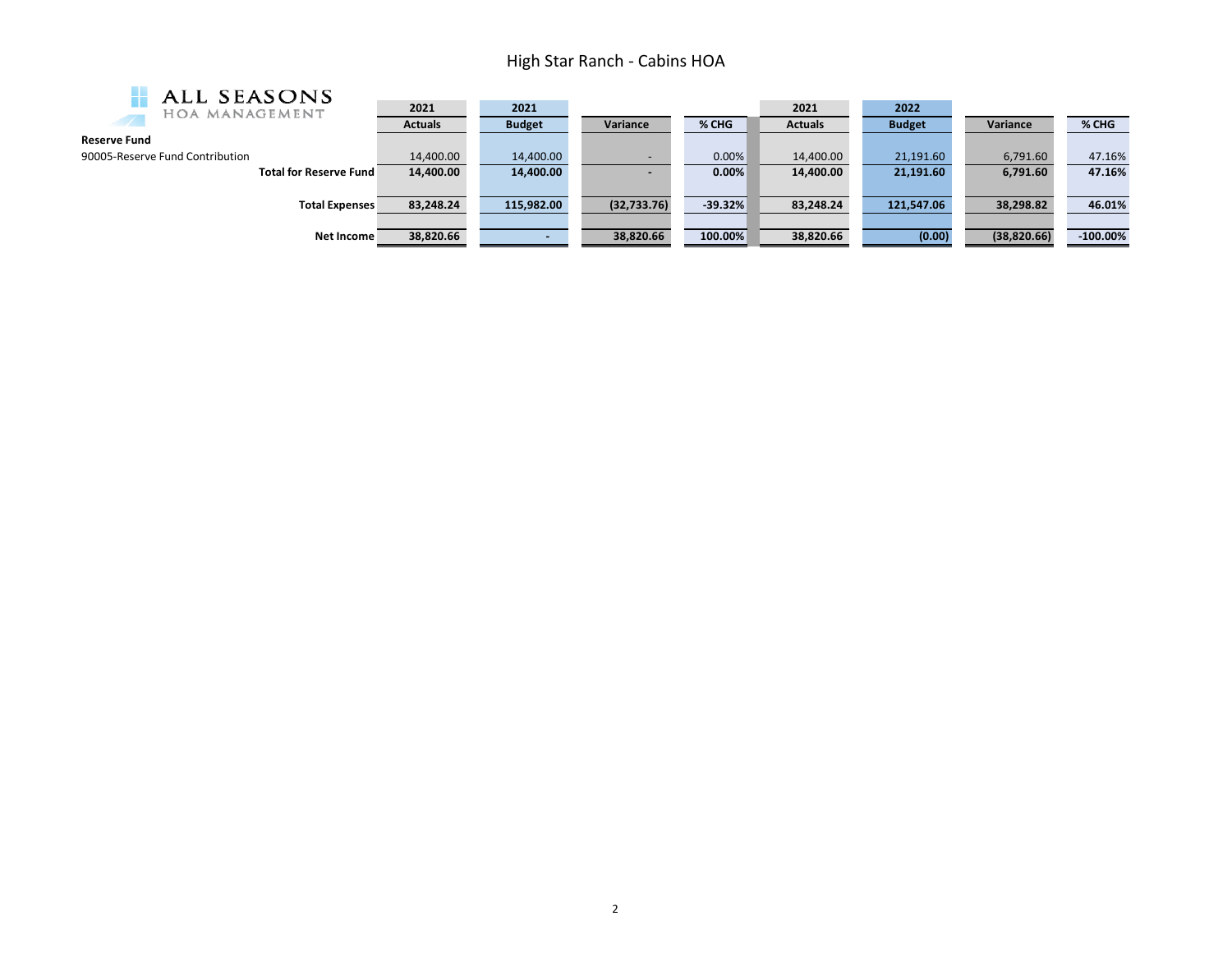# High Star Ranch - Cabins HOA

ALL SEASONS HOA MANAGEMENT

| | 2021 Actuals | 2021 Budget | Variance | % CHG | 2021 Actuals | 2022 Budget | Variance | % CHG |
|---|---|---|---|---|---|---|---|---|
| **Reserve Fund** | | | | | | | | |
| 90005-Reserve Fund Contribution | 14,400.00 | 14,400.00 | - | 0.00% | 14,400.00 | 21,191.60 | 6,791.60 | 47.16% |
| **Total for Reserve Fund** | **14,400.00** | **14,400.00** | **-** | **0.00%** | **14,400.00** | **21,191.60** | **6,791.60** | **47.16%** |
| **Total Expenses** | **83,248.24** | **115,982.00** | **(32,733.76)** | **-39.32%** | **83,248.24** | **121,547.06** | **38,298.82** | **46.01%** |
| **Net Income** | **38,820.66** | **-** | **38,820.66** | **100.00%** | **38,820.66** | **(0.00)** | **(38,820.66)** | **-100.00%** |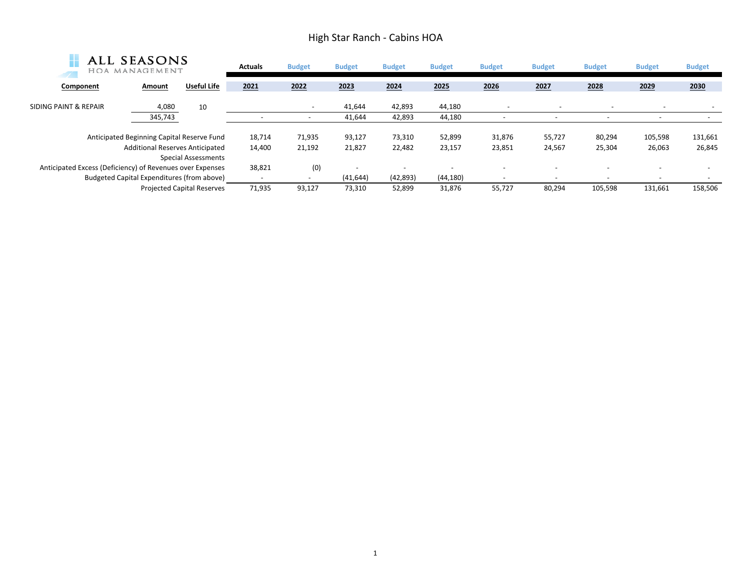# High Star Ranch - Cabins HOA

ALL SEASONS HOA MANAGEMENT

| Component | Amount | Useful Life | Actuals 2021 | Budget 2022 | Budget 2023 | Budget 2024 | Budget 2025 | Budget 2026 | Budget 2027 | Budget 2028 | Budget 2029 | Budget 2030 |
|---|---|---|---|---|---|---|---|---|---|---|---|---|
| SIDING PAINT & REPAIR | 4,080 | 10 | | - | 41,644 | 42,893 | 44,180 | - | - | - | - | - |
| | 345,743 | | - | - | 41,644 | 42,893 | 44,180 | - | - | - | - | - |
| Anticipated Beginning Capital Reserve Fund | | | 18,714 | 71,935 | 93,127 | 73,310 | 52,899 | 31,876 | 55,727 | 80,294 | 105,598 | 131,661 |
| Additional Reserves Anticipated | | | 14,400 | 21,192 | 21,827 | 22,482 | 23,157 | 23,851 | 24,567 | 25,304 | 26,063 | 26,845 |
| Special Assessments | | | | | | | | | | | | |
| Anticipated Excess (Deficiency) of Revenues over Expenses | | | 38,821 | (0) | - | - | - | - | - | - | - | - |
| Budgeted Capital Expenditures (from above) | | | - | - | (41,644) | (42,893) | (44,180) | - | - | - | - | - |
| Projected Capital Reserves | | | 71,935 | 93,127 | 73,310 | 52,899 | 31,876 | 55,727 | 80,294 | 105,598 | 131,661 | 158,506 |